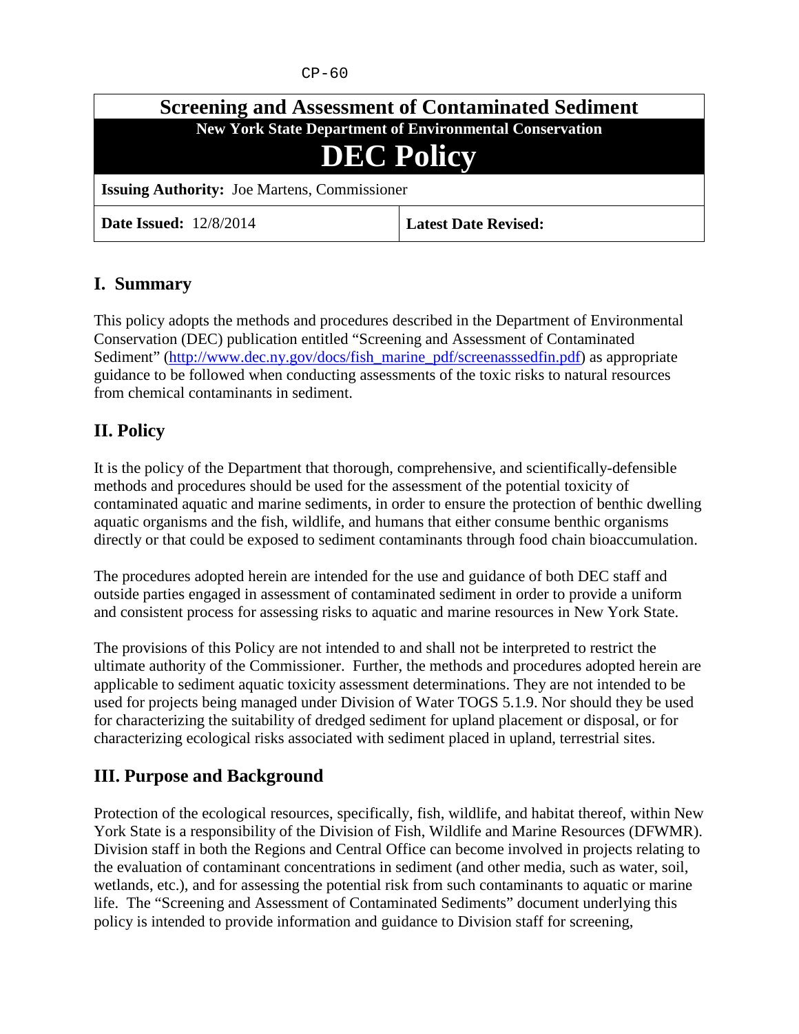CP-60

| Screening and Assessment of Contaminated Sediment | |
|---|---|
| **New York State Department of Environmental Conservation** | |
| **DEC Policy** | |
| **Issuing Authority:** Joe Martens, Commissioner | |
| **Date Issued:** 12/8/2014 | **Latest Date Revised:** |

## I. Summary

This policy adopts the methods and procedures described in the Department of Environmental Conservation (DEC) publication entitled "Screening and Assessment of Contaminated Sediment" (http://www.dec.ny.gov/docs/fish_marine_pdf/screenasssedfin.pdf) as appropriate guidance to be followed when conducting assessments of the toxic risks to natural resources from chemical contaminants in sediment.

## II. Policy

It is the policy of the Department that thorough, comprehensive, and scientifically-defensible methods and procedures should be used for the assessment of the potential toxicity of contaminated aquatic and marine sediments, in order to ensure the protection of benthic dwelling aquatic organisms and the fish, wildlife, and humans that either consume benthic organisms directly or that could be exposed to sediment contaminants through food chain bioaccumulation.

The procedures adopted herein are intended for the use and guidance of both DEC staff and outside parties engaged in assessment of contaminated sediment in order to provide a uniform and consistent process for assessing risks to aquatic and marine resources in New York State.

The provisions of this Policy are not intended to and shall not be interpreted to restrict the ultimate authority of the Commissioner. Further, the methods and procedures adopted herein are applicable to sediment aquatic toxicity assessment determinations. They are not intended to be used for projects being managed under Division of Water TOGS 5.1.9. Nor should they be used for characterizing the suitability of dredged sediment for upland placement or disposal, or for characterizing ecological risks associated with sediment placed in upland, terrestrial sites.

## III. Purpose and Background

Protection of the ecological resources, specifically, fish, wildlife, and habitat thereof, within New York State is a responsibility of the Division of Fish, Wildlife and Marine Resources (DFWMR). Division staff in both the Regions and Central Office can become involved in projects relating to the evaluation of contaminant concentrations in sediment (and other media, such as water, soil, wetlands, etc.), and for assessing the potential risk from such contaminants to aquatic or marine life. The "Screening and Assessment of Contaminated Sediments" document underlying this policy is intended to provide information and guidance to Division staff for screening,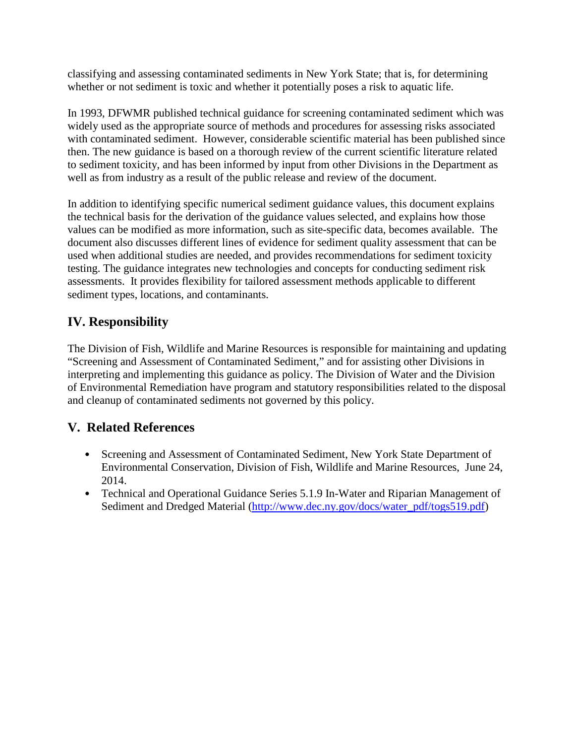classifying and assessing contaminated sediments in New York State; that is, for determining whether or not sediment is toxic and whether it potentially poses a risk to aquatic life.

In 1993, DFWMR published technical guidance for screening contaminated sediment which was widely used as the appropriate source of methods and procedures for assessing risks associated with contaminated sediment. However, considerable scientific material has been published since then. The new guidance is based on a thorough review of the current scientific literature related to sediment toxicity, and has been informed by input from other Divisions in the Department as well as from industry as a result of the public release and review of the document.

In addition to identifying specific numerical sediment guidance values, this document explains the technical basis for the derivation of the guidance values selected, and explains how those values can be modified as more information, such as site-specific data, becomes available. The document also discusses different lines of evidence for sediment quality assessment that can be used when additional studies are needed, and provides recommendations for sediment toxicity testing. The guidance integrates new technologies and concepts for conducting sediment risk assessments. It provides flexibility for tailored assessment methods applicable to different sediment types, locations, and contaminants.

## IV. Responsibility

The Division of Fish, Wildlife and Marine Resources is responsible for maintaining and updating "Screening and Assessment of Contaminated Sediment," and for assisting other Divisions in interpreting and implementing this guidance as policy. The Division of Water and the Division of Environmental Remediation have program and statutory responsibilities related to the disposal and cleanup of contaminated sediments not governed by this policy.

## V. Related References

- Screening and Assessment of Contaminated Sediment, New York State Department of Environmental Conservation, Division of Fish, Wildlife and Marine Resources, June 24, 2014.
- Technical and Operational Guidance Series 5.1.9 In-Water and Riparian Management of Sediment and Dredged Material (http://www.dec.ny.gov/docs/water_pdf/togs519.pdf)